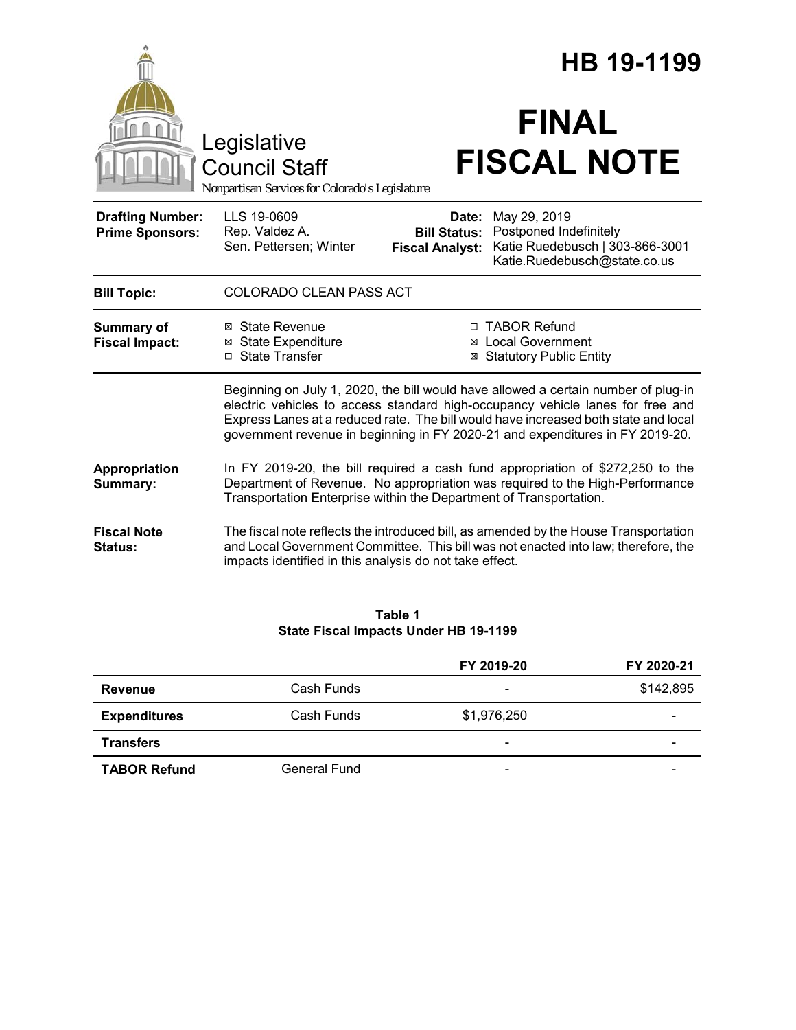# HB 19-1199

Legislative Council Staff

*Nonpartisan Services for Colorado's Legislature*

# FINAL FISCAL NOTE

| | | | |
|---|---|---|---|
| **Drafting Number:** | LLS 19-0609 | **Date:** | May 29, 2019 |
| **Prime Sponsors:** | Rep. Valdez A.<br>Sen. Pettersen; Winter | **Bill Status:** | Postponed Indefinitely |
| | | **Fiscal Analyst:** | Katie Ruedebusch \| 303-866-3001<br>Katie.Ruedebusch@state.co.us |

| | |
|---|---|
| **Bill Topic:** | COLORADO CLEAN PASS ACT |
| **Summary of Fiscal Impact:** | ☒ State Revenue<br>☒ State Expenditure<br>☐ State Transfer<br>☐ TABOR Refund<br>☒ Local Government<br>☒ Statutory Public Entity |
| | Beginning on July 1, 2020, the bill would have allowed a certain number of plug-in electric vehicles to access standard high-occupancy vehicle lanes for free and Express Lanes at a reduced rate. The bill would have increased both state and local government revenue in beginning in FY 2020-21 and expenditures in FY 2019-20. |
| **Appropriation Summary:** | In FY 2019-20, the bill required a cash fund appropriation of $272,250 to the Department of Revenue. No appropriation was required to the High-Performance Transportation Enterprise within the Department of Transportation. |
| **Fiscal Note Status:** | The fiscal note reflects the introduced bill, as amended by the House Transportation and Local Government Committee. This bill was not enacted into law; therefore, the impacts identified in this analysis do not take effect. |

**Table 1**
**State Fiscal Impacts Under HB 19-1199**

| | | FY 2019-20 | FY 2020-21 |
|---|---|---|---|
| **Revenue** | Cash Funds | - | $142,895 |
| **Expenditures** | Cash Funds | $1,976,250 | - |
| **Transfers** | | - | - |
| **TABOR Refund** | General Fund | - | - |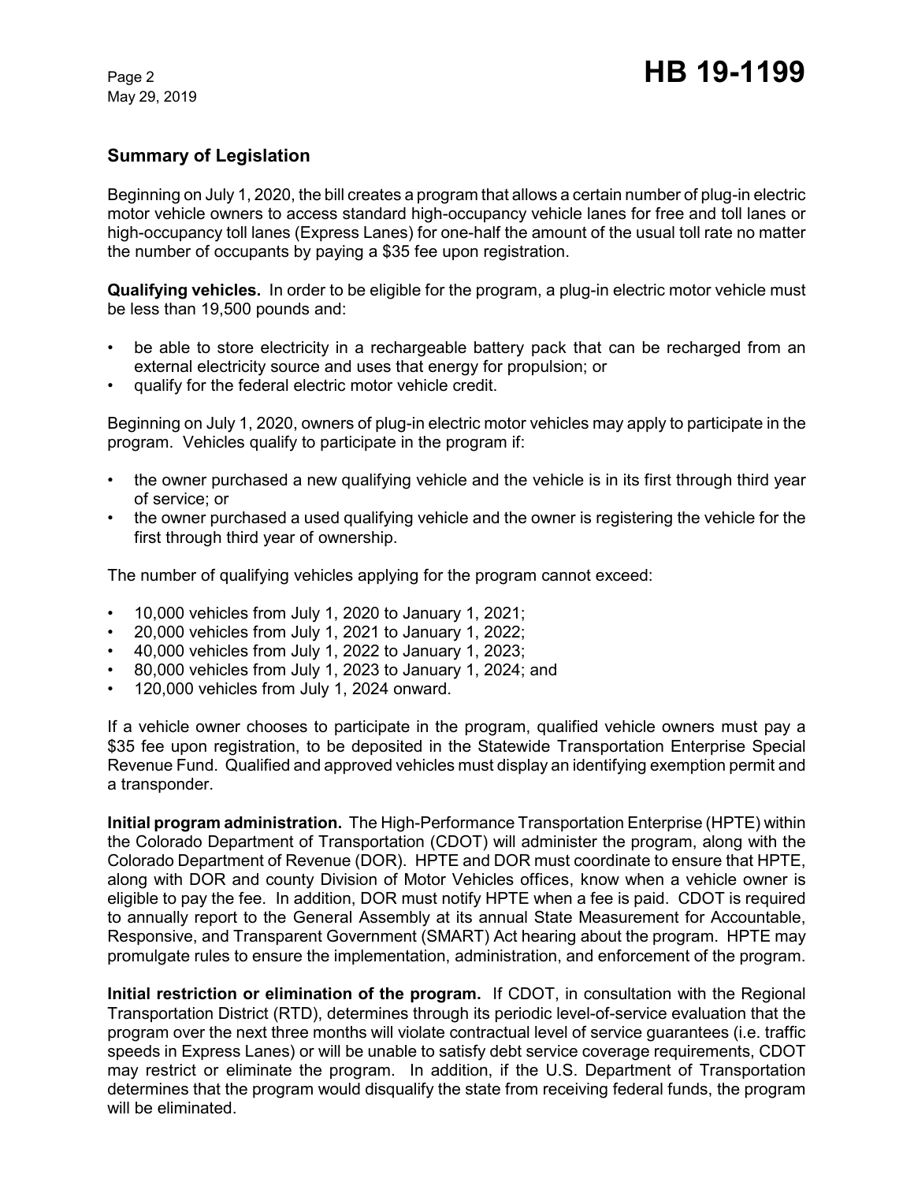## Summary of Legislation

Beginning on July 1, 2020, the bill creates a program that allows a certain number of plug-in electric motor vehicle owners to access standard high-occupancy vehicle lanes for free and toll lanes or high-occupancy toll lanes (Express Lanes) for one-half the amount of the usual toll rate no matter the number of occupants by paying a $35 fee upon registration.

**Qualifying vehicles.** In order to be eligible for the program, a plug-in electric motor vehicle must be less than 19,500 pounds and:

- be able to store electricity in a rechargeable battery pack that can be recharged from an external electricity source and uses that energy for propulsion; or
- qualify for the federal electric motor vehicle credit.

Beginning on July 1, 2020, owners of plug-in electric motor vehicles may apply to participate in the program. Vehicles qualify to participate in the program if:

- the owner purchased a new qualifying vehicle and the vehicle is in its first through third year of service; or
- the owner purchased a used qualifying vehicle and the owner is registering the vehicle for the first through third year of ownership.

The number of qualifying vehicles applying for the program cannot exceed:

- 10,000 vehicles from July 1, 2020 to January 1, 2021;
- 20,000 vehicles from July 1, 2021 to January 1, 2022;
- 40,000 vehicles from July 1, 2022 to January 1, 2023;
- 80,000 vehicles from July 1, 2023 to January 1, 2024; and
- 120,000 vehicles from July 1, 2024 onward.

If a vehicle owner chooses to participate in the program, qualified vehicle owners must pay a $35 fee upon registration, to be deposited in the Statewide Transportation Enterprise Special Revenue Fund. Qualified and approved vehicles must display an identifying exemption permit and a transponder.

**Initial program administration.** The High-Performance Transportation Enterprise (HPTE) within the Colorado Department of Transportation (CDOT) will administer the program, along with the Colorado Department of Revenue (DOR). HPTE and DOR must coordinate to ensure that HPTE, along with DOR and county Division of Motor Vehicles offices, know when a vehicle owner is eligible to pay the fee. In addition, DOR must notify HPTE when a fee is paid. CDOT is required to annually report to the General Assembly at its annual State Measurement for Accountable, Responsive, and Transparent Government (SMART) Act hearing about the program. HPTE may promulgate rules to ensure the implementation, administration, and enforcement of the program.

**Initial restriction or elimination of the program.** If CDOT, in consultation with the Regional Transportation District (RTD), determines through its periodic level-of-service evaluation that the program over the next three months will violate contractual level of service guarantees (i.e. traffic speeds in Express Lanes) or will be unable to satisfy debt service coverage requirements, CDOT may restrict or eliminate the program. In addition, if the U.S. Department of Transportation determines that the program would disqualify the state from receiving federal funds, the program will be eliminated.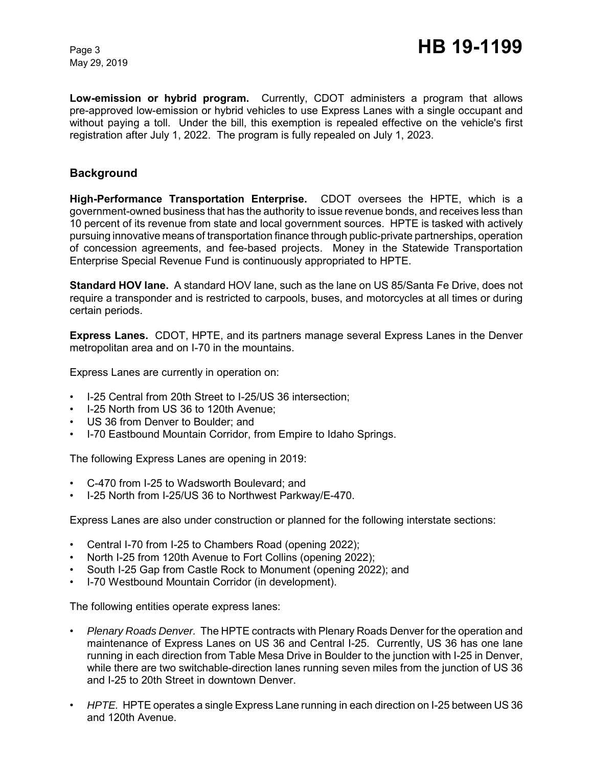**Low-emission or hybrid program.** Currently, CDOT administers a program that allows pre-approved low-emission or hybrid vehicles to use Express Lanes with a single occupant and without paying a toll. Under the bill, this exemption is repealed effective on the vehicle's first registration after July 1, 2022. The program is fully repealed on July 1, 2023.

## Background

**High-Performance Transportation Enterprise.** CDOT oversees the HPTE, which is a government-owned business that has the authority to issue revenue bonds, and receives less than 10 percent of its revenue from state and local government sources. HPTE is tasked with actively pursuing innovative means of transportation finance through public-private partnerships, operation of concession agreements, and fee-based projects. Money in the Statewide Transportation Enterprise Special Revenue Fund is continuously appropriated to HPTE.

**Standard HOV lane.** A standard HOV lane, such as the lane on US 85/Santa Fe Drive, does not require a transponder and is restricted to carpools, buses, and motorcycles at all times or during certain periods.

**Express Lanes.** CDOT, HPTE, and its partners manage several Express Lanes in the Denver metropolitan area and on I-70 in the mountains.

Express Lanes are currently in operation on:

- I-25 Central from 20th Street to I-25/US 36 intersection;
- I-25 North from US 36 to 120th Avenue;
- US 36 from Denver to Boulder; and
- I-70 Eastbound Mountain Corridor, from Empire to Idaho Springs.

The following Express Lanes are opening in 2019:

- C-470 from I-25 to Wadsworth Boulevard; and
- I-25 North from I-25/US 36 to Northwest Parkway/E-470.

Express Lanes are also under construction or planned for the following interstate sections:

- Central I-70 from I-25 to Chambers Road (opening 2022);
- North I-25 from 120th Avenue to Fort Collins (opening 2022);
- South I-25 Gap from Castle Rock to Monument (opening 2022); and
- I-70 Westbound Mountain Corridor (in development).

The following entities operate express lanes:

- *Plenary Roads Denver.* The HPTE contracts with Plenary Roads Denver for the operation and maintenance of Express Lanes on US 36 and Central I-25. Currently, US 36 has one lane running in each direction from Table Mesa Drive in Boulder to the junction with I-25 in Denver, while there are two switchable-direction lanes running seven miles from the junction of US 36 and I-25 to 20th Street in downtown Denver.
- *HPTE.* HPTE operates a single Express Lane running in each direction on I-25 between US 36 and 120th Avenue.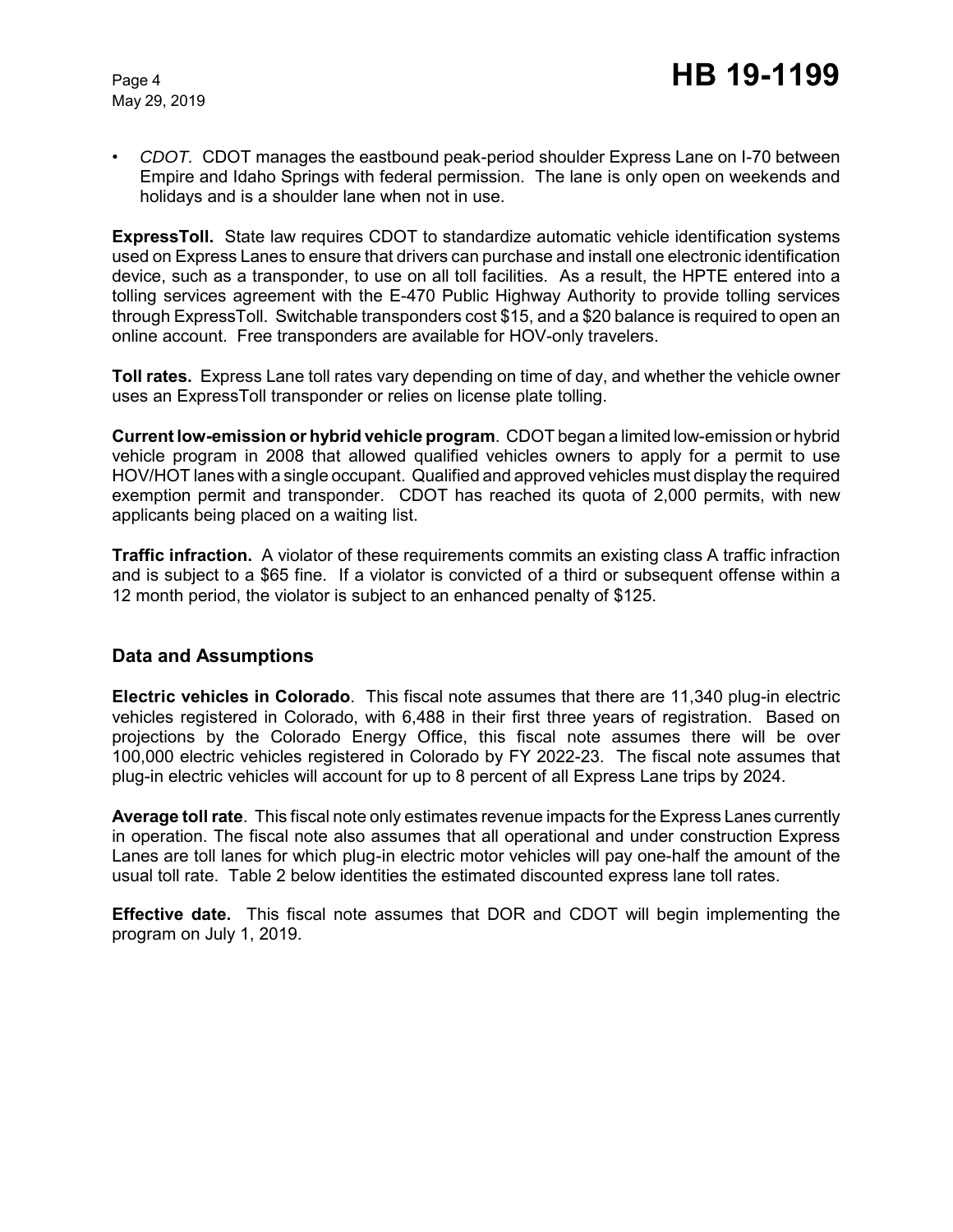- *CDOT.* CDOT manages the eastbound peak-period shoulder Express Lane on I-70 between Empire and Idaho Springs with federal permission. The lane is only open on weekends and holidays and is a shoulder lane when not in use.

**ExpressToll.** State law requires CDOT to standardize automatic vehicle identification systems used on Express Lanes to ensure that drivers can purchase and install one electronic identification device, such as a transponder, to use on all toll facilities. As a result, the HPTE entered into a tolling services agreement with the E-470 Public Highway Authority to provide tolling services through ExpressToll. Switchable transponders cost $15, and a $20 balance is required to open an online account. Free transponders are available for HOV-only travelers.

**Toll rates.** Express Lane toll rates vary depending on time of day, and whether the vehicle owner uses an ExpressToll transponder or relies on license plate tolling.

**Current low-emission or hybrid vehicle program**. CDOT began a limited low-emission or hybrid vehicle program in 2008 that allowed qualified vehicles owners to apply for a permit to use HOV/HOT lanes with a single occupant. Qualified and approved vehicles must display the required exemption permit and transponder. CDOT has reached its quota of 2,000 permits, with new applicants being placed on a waiting list.

**Traffic infraction.** A violator of these requirements commits an existing class A traffic infraction and is subject to a $65 fine. If a violator is convicted of a third or subsequent offense within a 12 month period, the violator is subject to an enhanced penalty of $125.

## Data and Assumptions

**Electric vehicles in Colorado**. This fiscal note assumes that there are 11,340 plug-in electric vehicles registered in Colorado, with 6,488 in their first three years of registration. Based on projections by the Colorado Energy Office, this fiscal note assumes there will be over 100,000 electric vehicles registered in Colorado by FY 2022-23. The fiscal note assumes that plug-in electric vehicles will account for up to 8 percent of all Express Lane trips by 2024.

**Average toll rate**. This fiscal note only estimates revenue impacts for the Express Lanes currently in operation. The fiscal note also assumes that all operational and under construction Express Lanes are toll lanes for which plug-in electric motor vehicles will pay one-half the amount of the usual toll rate. Table 2 below identities the estimated discounted express lane toll rates.

**Effective date.** This fiscal note assumes that DOR and CDOT will begin implementing the program on July 1, 2019.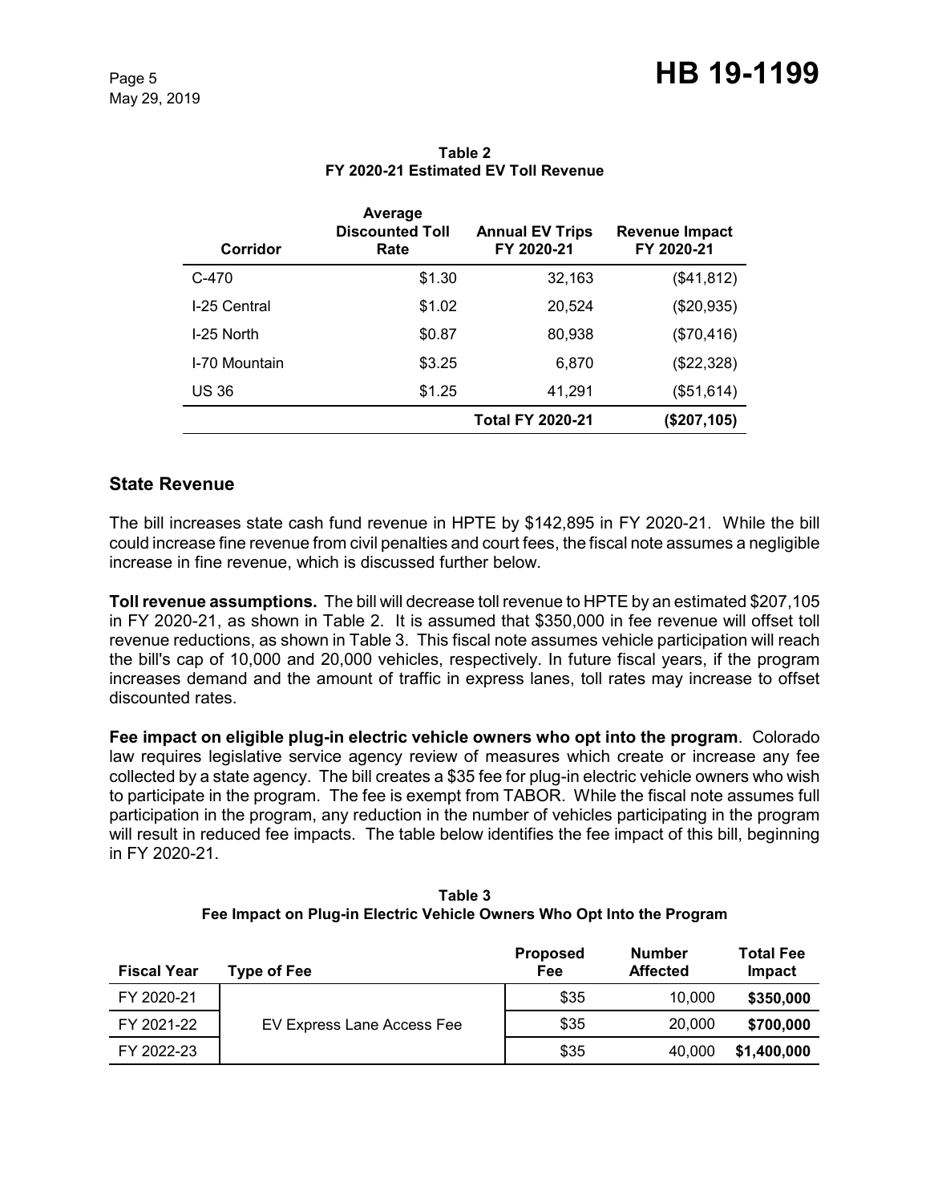**Table 2**
**FY 2020-21 Estimated EV Toll Revenue**

| Corridor | Average Discounted Toll Rate | Annual EV Trips FY 2020-21 | Revenue Impact FY 2020-21 |
|---|---|---|---|
| C-470 | $1.30 | 32,163 | ($41,812) |
| I-25 Central | $1.02 | 20,524 | ($20,935) |
| I-25 North | $0.87 | 80,938 | ($70,416) |
| I-70 Mountain | $3.25 | 6,870 | ($22,328) |
| US 36 | $1.25 | 41,291 | ($51,614) |
| | | **Total FY 2020-21** | **($207,105)** |

## State Revenue

The bill increases state cash fund revenue in HPTE by $142,895 in FY 2020-21. While the bill could increase fine revenue from civil penalties and court fees, the fiscal note assumes a negligible increase in fine revenue, which is discussed further below.

**Toll revenue assumptions.** The bill will decrease toll revenue to HPTE by an estimated $207,105 in FY 2020-21, as shown in Table 2. It is assumed that $350,000 in fee revenue will offset toll revenue reductions, as shown in Table 3. This fiscal note assumes vehicle participation will reach the bill's cap of 10,000 and 20,000 vehicles, respectively. In future fiscal years, if the program increases demand and the amount of traffic in express lanes, toll rates may increase to offset discounted rates.

**Fee impact on eligible plug-in electric vehicle owners who opt into the program**. Colorado law requires legislative service agency review of measures which create or increase any fee collected by a state agency. The bill creates a $35 fee for plug-in electric vehicle owners who wish to participate in the program. The fee is exempt from TABOR. While the fiscal note assumes full participation in the program, any reduction in the number of vehicles participating in the program will result in reduced fee impacts. The table below identifies the fee impact of this bill, beginning in FY 2020-21.

**Table 3**
**Fee Impact on Plug-in Electric Vehicle Owners Who Opt Into the Program**

| Fiscal Year | Type of Fee | Proposed Fee | Number Affected | Total Fee Impact |
|---|---|---|---|---|
| FY 2020-21 | EV Express Lane Access Fee | $35 | 10,000 | **$350,000** |
| FY 2021-22 | | $35 | 20,000 | **$700,000** |
| FY 2022-23 | | $35 | 40,000 | **$1,400,000** |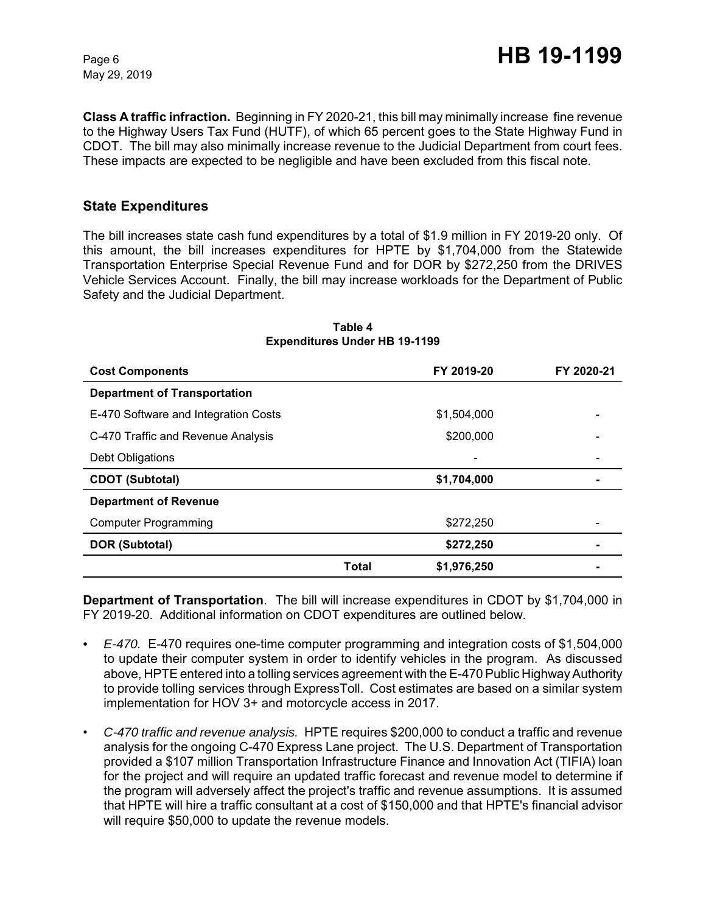**Class A traffic infraction.** Beginning in FY 2020-21, this bill may minimally increase fine revenue to the Highway Users Tax Fund (HUTF), of which 65 percent goes to the State Highway Fund in CDOT. The bill may also minimally increase revenue to the Judicial Department from court fees. These impacts are expected to be negligible and have been excluded from this fiscal note.

## State Expenditures

The bill increases state cash fund expenditures by a total of $1.9 million in FY 2019-20 only. Of this amount, the bill increases expenditures for HPTE by $1,704,000 from the Statewide Transportation Enterprise Special Revenue Fund and for DOR by $272,250 from the DRIVES Vehicle Services Account. Finally, the bill may increase workloads for the Department of Public Safety and the Judicial Department.

**Table 4**
**Expenditures Under HB 19-1199**

| Cost Components | | FY 2019-20 | FY 2020-21 |
|---|---|---|---|
| **Department of Transportation** | | | |
| E-470 Software and Integration Costs | | $1,504,000 | - |
| C-470 Traffic and Revenue Analysis | | $200,000 | - |
| Debt Obligations | | - | - |
| **CDOT (Subtotal)** | | **$1,704,000** | **-** |
| **Department of Revenue** | | | |
| Computer Programming | | $272,250 | - |
| **DOR (Subtotal)** | | **$272,250** | **-** |
| | **Total** | **$1,976,250** | **-** |

**Department of Transportation**. The bill will increase expenditures in CDOT by $1,704,000 in FY 2019-20. Additional information on CDOT expenditures are outlined below.

- *E-470.* E-470 requires one-time computer programming and integration costs of $1,504,000 to update their computer system in order to identify vehicles in the program. As discussed above, HPTE entered into a tolling services agreement with the E-470 Public Highway Authority to provide tolling services through ExpressToll. Cost estimates are based on a similar system implementation for HOV 3+ and motorcycle access in 2017.
- *C-470 traffic and revenue analysis.* HPTE requires $200,000 to conduct a traffic and revenue analysis for the ongoing C-470 Express Lane project. The U.S. Department of Transportation provided a $107 million Transportation Infrastructure Finance and Innovation Act (TIFIA) loan for the project and will require an updated traffic forecast and revenue model to determine if the program will adversely affect the project's traffic and revenue assumptions. It is assumed that HPTE will hire a traffic consultant at a cost of $150,000 and that HPTE's financial advisor will require $50,000 to update the revenue models.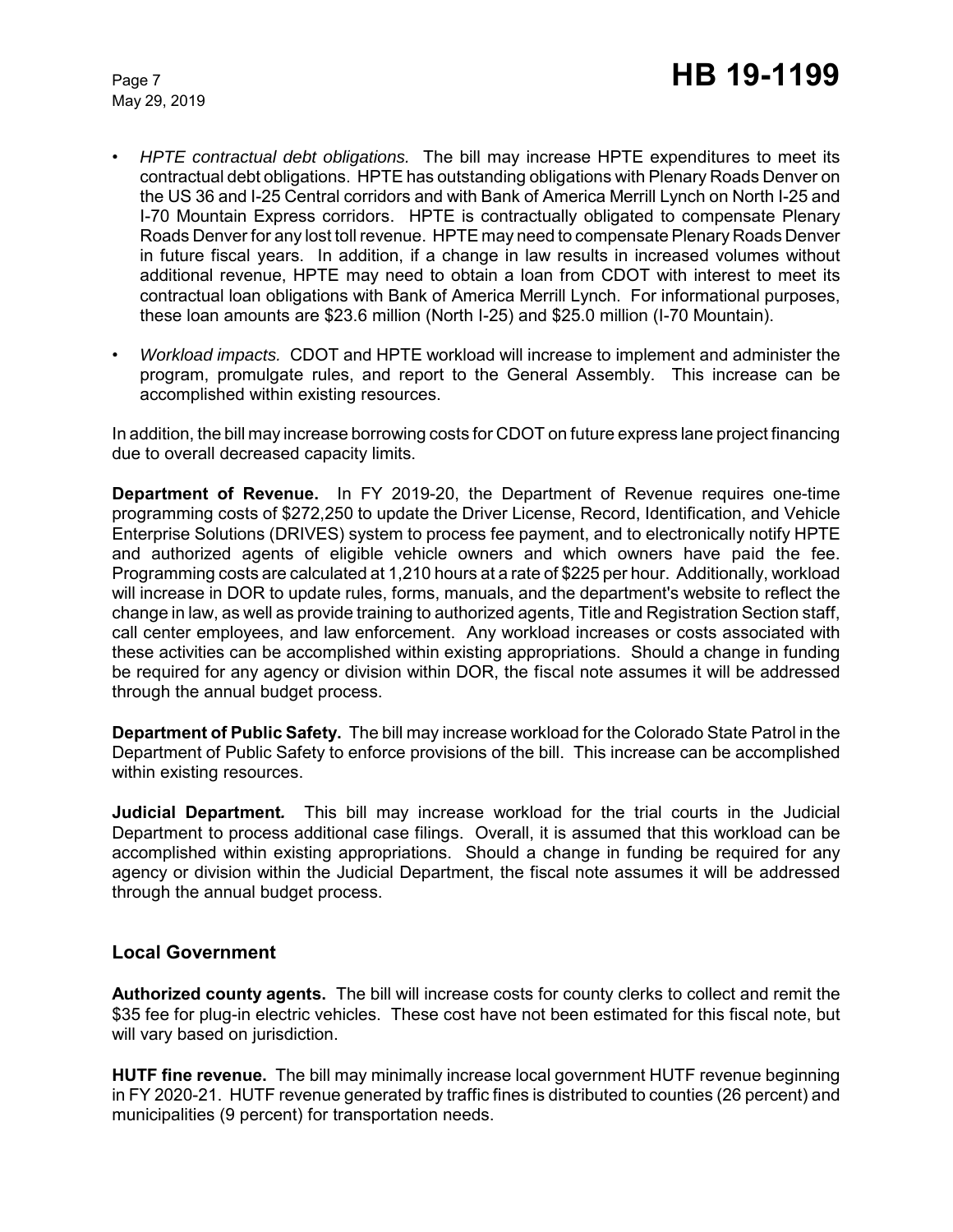- *HPTE contractual debt obligations.* The bill may increase HPTE expenditures to meet its contractual debt obligations. HPTE has outstanding obligations with Plenary Roads Denver on the US 36 and I-25 Central corridors and with Bank of America Merrill Lynch on North I-25 and I-70 Mountain Express corridors. HPTE is contractually obligated to compensate Plenary Roads Denver for any lost toll revenue. HPTE may need to compensate Plenary Roads Denver in future fiscal years. In addition, if a change in law results in increased volumes without additional revenue, HPTE may need to obtain a loan from CDOT with interest to meet its contractual loan obligations with Bank of America Merrill Lynch. For informational purposes, these loan amounts are $23.6 million (North I-25) and $25.0 million (I-70 Mountain).

- *Workload impacts.* CDOT and HPTE workload will increase to implement and administer the program, promulgate rules, and report to the General Assembly. This increase can be accomplished within existing resources.

In addition, the bill may increase borrowing costs for CDOT on future express lane project financing due to overall decreased capacity limits.

**Department of Revenue.** In FY 2019-20, the Department of Revenue requires one-time programming costs of $272,250 to update the Driver License, Record, Identification, and Vehicle Enterprise Solutions (DRIVES) system to process fee payment, and to electronically notify HPTE and authorized agents of eligible vehicle owners and which owners have paid the fee. Programming costs are calculated at 1,210 hours at a rate of $225 per hour. Additionally, workload will increase in DOR to update rules, forms, manuals, and the department's website to reflect the change in law, as well as provide training to authorized agents, Title and Registration Section staff, call center employees, and law enforcement. Any workload increases or costs associated with these activities can be accomplished within existing appropriations. Should a change in funding be required for any agency or division within DOR, the fiscal note assumes it will be addressed through the annual budget process.

**Department of Public Safety.** The bill may increase workload for the Colorado State Patrol in the Department of Public Safety to enforce provisions of the bill. This increase can be accomplished within existing resources.

**Judicial Department.** This bill may increase workload for the trial courts in the Judicial Department to process additional case filings. Overall, it is assumed that this workload can be accomplished within existing appropriations. Should a change in funding be required for any agency or division within the Judicial Department, the fiscal note assumes it will be addressed through the annual budget process.

## Local Government

**Authorized county agents.** The bill will increase costs for county clerks to collect and remit the $35 fee for plug-in electric vehicles. These cost have not been estimated for this fiscal note, but will vary based on jurisdiction.

**HUTF fine revenue.** The bill may minimally increase local government HUTF revenue beginning in FY 2020-21. HUTF revenue generated by traffic fines is distributed to counties (26 percent) and municipalities (9 percent) for transportation needs.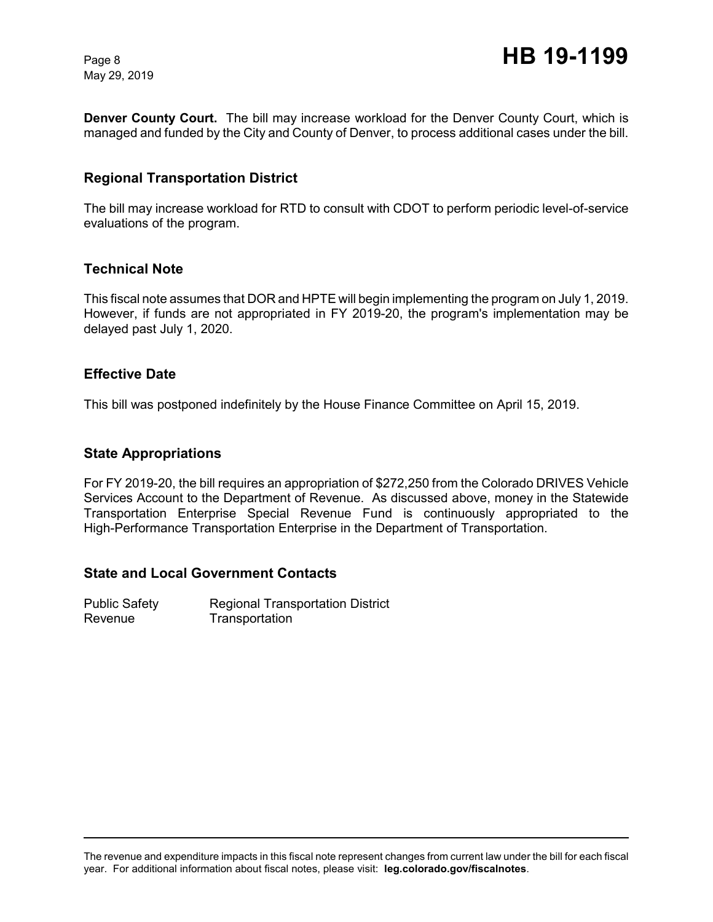**Denver County Court.** The bill may increase workload for the Denver County Court, which is managed and funded by the City and County of Denver, to process additional cases under the bill.

## Regional Transportation District

The bill may increase workload for RTD to consult with CDOT to perform periodic level-of-service evaluations of the program.

## Technical Note

This fiscal note assumes that DOR and HPTE will begin implementing the program on July 1, 2019. However, if funds are not appropriated in FY 2019-20, the program's implementation may be delayed past July 1, 2020.

## Effective Date

This bill was postponed indefinitely by the House Finance Committee on April 15, 2019.

## State Appropriations

For FY 2019-20, the bill requires an appropriation of $272,250 from the Colorado DRIVES Vehicle Services Account to the Department of Revenue. As discussed above, money in the Statewide Transportation Enterprise Special Revenue Fund is continuously appropriated to the High-Performance Transportation Enterprise in the Department of Transportation.

## State and Local Government Contacts

| | |
|---|---|
| Public Safety | Regional Transportation District |
| Revenue | Transportation |

The revenue and expenditure impacts in this fiscal note represent changes from current law under the bill for each fiscal year. For additional information about fiscal notes, please visit: **leg.colorado.gov/fiscalnotes**.